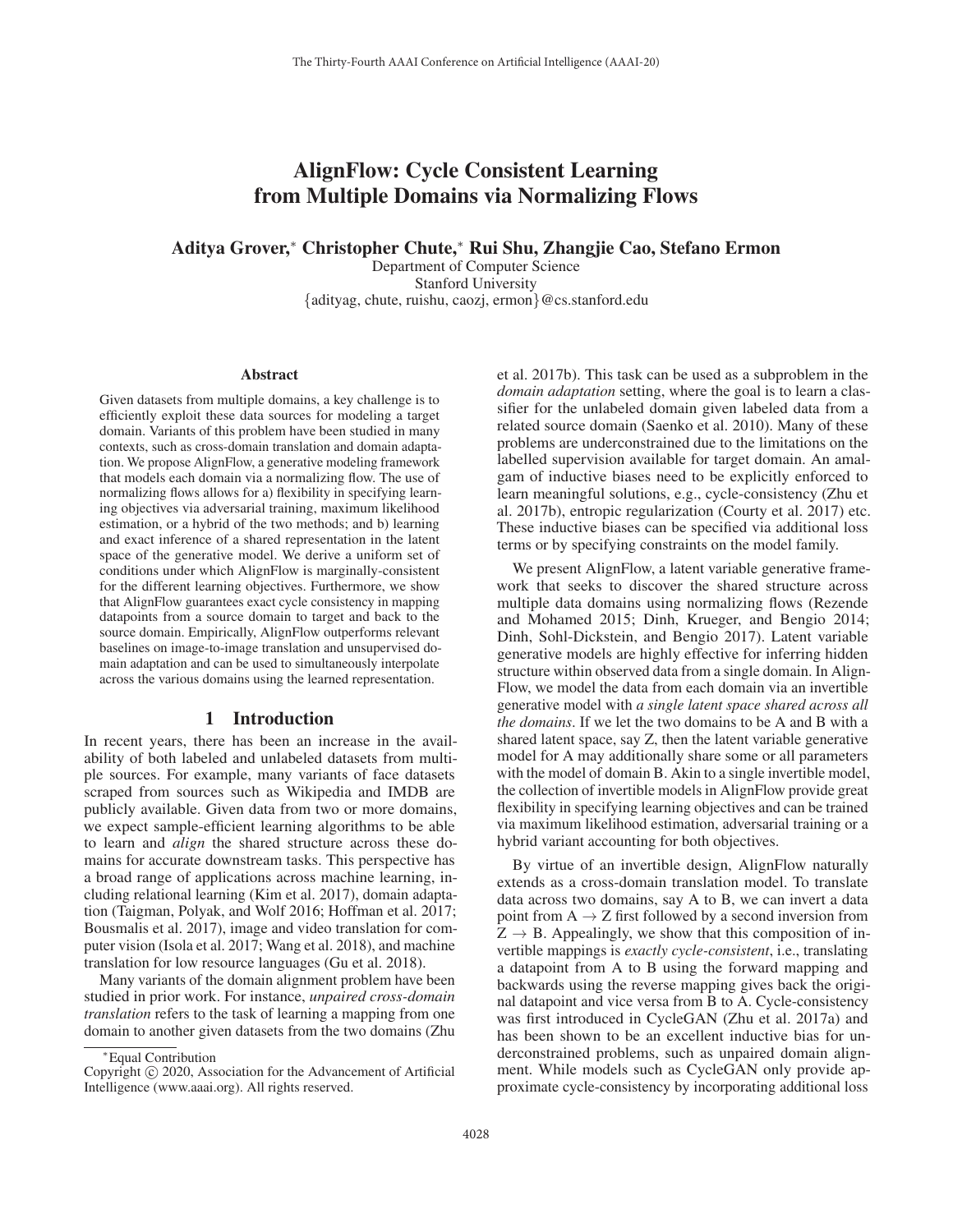# AlignFlow: Cycle Consistent Learning from Multiple Domains via Normalizing Flows

**Aditya Grover,[*] Christopher Chute,[*] Rui Shu, Zhangjie Cao, Stefano Ermon**

Department of Computer Science
Stanford University
{adityag, chute, ruishu, caozj, ermon}@cs.stanford.edu

## Abstract

Given datasets from multiple domains, a key challenge is to efficiently exploit these data sources for modeling a target domain. Variants of this problem have been studied in many contexts, such as cross-domain translation and domain adaptation. We propose AlignFlow, a generative modeling framework that models each domain via a normalizing flow. The use of normalizing flows allows for a) flexibility in specifying learning objectives via adversarial training, maximum likelihood estimation, or a hybrid of the two methods; and b) learning and exact inference of a shared representation in the latent space of the generative model. We derive a uniform set of conditions under which AlignFlow is marginally-consistent for the different learning objectives. Furthermore, we show that AlignFlow guarantees exact cycle consistency in mapping datapoints from a source domain to target and back to the source domain. Empirically, AlignFlow outperforms relevant baselines on image-to-image translation and unsupervised domain adaptation and can be used to simultaneously interpolate across the various domains using the learned representation.

## 1 Introduction

In recent years, there has been an increase in the availability of both labeled and unlabeled datasets from multiple sources. For example, many variants of face datasets scraped from sources such as Wikipedia and IMDB are publicly available. Given data from two or more domains, we expect sample-efficient learning algorithms to be able to learn and *align* the shared structure across these domains for accurate downstream tasks. This perspective has a broad range of applications across machine learning, including relational learning (Kim et al. 2017), domain adaptation (Taigman, Polyak, and Wolf 2016; Hoffman et al. 2017; Bousmalis et al. 2017), image and video translation for computer vision (Isola et al. 2017; Wang et al. 2018), and machine translation for low resource languages (Gu et al. 2018).

Many variants of the domain alignment problem have been studied in prior work. For instance, *unpaired cross-domain translation* refers to the task of learning a mapping from one domain to another given datasets from the two domains (Zhu et al. 2017b). This task can be used as a subproblem in the *domain adaptation* setting, where the goal is to learn a classifier for the unlabeled domain given labeled data from a related source domain (Saenko et al. 2010). Many of these problems are underconstrained due to the limitations on the labelled supervision available for target domain. An amalgam of inductive biases need to be explicitly enforced to learn meaningful solutions, e.g., cycle-consistency (Zhu et al. 2017b), entropic regularization (Courty et al. 2017) etc. These inductive biases can be specified via additional loss terms or by specifying constraints on the model family.

We present AlignFlow, a latent variable generative framework that seeks to discover the shared structure across multiple data domains using normalizing flows (Rezende and Mohamed 2015; Dinh, Krueger, and Bengio 2014; Dinh, Sohl-Dickstein, and Bengio 2017). Latent variable generative models are highly effective for inferring hidden structure within observed data from a single domain. In AlignFlow, we model the data from each domain via an invertible generative model with *a single latent space shared across all the domains*. If we let the two domains to be A and B with a shared latent space, say Z, then the latent variable generative model for A may additionally share some or all parameters with the model of domain B. Akin to a single invertible model, the collection of invertible models in AlignFlow provide great flexibility in specifying learning objectives and can be trained via maximum likelihood estimation, adversarial training or a hybrid variant accounting for both objectives.

By virtue of an invertible design, AlignFlow naturally extends as a cross-domain translation model. To translate data across two domains, say A to B, we can invert a data point from $A \to Z$ first followed by a second inversion from $Z \to B$. Appealingly, we show that this composition of invertible mappings is *exactly cycle-consistent*, i.e., translating a datapoint from A to B using the forward mapping and backwards using the reverse mapping gives back the original datapoint and vice versa from B to A. Cycle-consistency was first introduced in CycleGAN (Zhu et al. 2017a) and has been shown to be an excellent inductive bias for underconstrained problems, such as unpaired domain alignment. While models such as CycleGAN only provide approximate cycle-consistency by incorporating additional loss

[*]Equal Contribution

Copyright © 2020, Association for the Advancement of Artificial Intelligence (www.aaai.org). All rights reserved.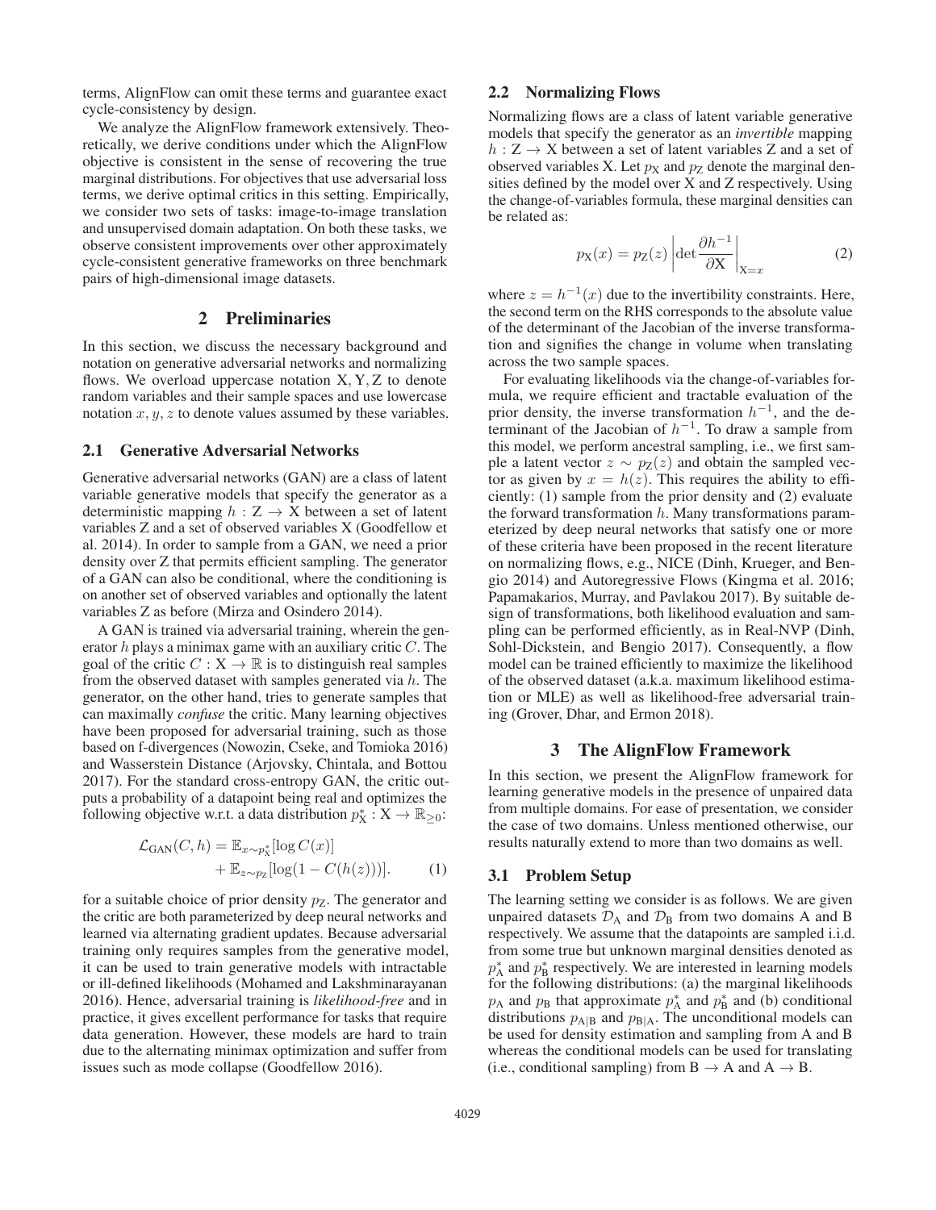terms, AlignFlow can omit these terms and guarantee exact cycle-consistency by design.

We analyze the AlignFlow framework extensively. Theoretically, we derive conditions under which the AlignFlow objective is consistent in the sense of recovering the true marginal distributions. For objectives that use adversarial loss terms, we derive optimal critics in this setting. Empirically, we consider two sets of tasks: image-to-image translation and unsupervised domain adaptation. On both these tasks, we observe consistent improvements over other approximately cycle-consistent generative frameworks on three benchmark pairs of high-dimensional image datasets.

## 2 Preliminaries

In this section, we discuss the necessary background and notation on generative adversarial networks and normalizing flows. We overload uppercase notation $\mathrm{X}, \mathrm{Y}, \mathrm{Z}$ to denote random variables and their sample spaces and use lowercase notation $x, y, z$ to denote values assumed by these variables.

### 2.1 Generative Adversarial Networks

Generative adversarial networks (GAN) are a class of latent variable generative models that specify the generator as a deterministic mapping $h : \mathrm{Z} \to \mathrm{X}$ between a set of latent variables Z and a set of observed variables X (Goodfellow et al. 2014). In order to sample from a GAN, we need a prior density over Z that permits efficient sampling. The generator of a GAN can also be conditional, where the conditioning is on another set of observed variables and optionally the latent variables Z as before (Mirza and Osindero 2014).

A GAN is trained via adversarial training, wherein the generator $h$ plays a minimax game with an auxiliary critic $C$. The goal of the critic $C : \mathrm{X} \to \mathbb{R}$ is to distinguish real samples from the observed dataset with samples generated via $h$. The generator, on the other hand, tries to generate samples that can maximally *confuse* the critic. Many learning objectives have been proposed for adversarial training, such as those based on f-divergences (Nowozin, Cseke, and Tomioka 2016) and Wasserstein Distance (Arjovsky, Chintala, and Bottou 2017). For the standard cross-entropy GAN, the critic outputs a probability of a datapoint being real and optimizes the following objective w.r.t. a data distribution $p^*_{\mathrm{X}} : \mathrm{X} \to \mathbb{R}_{\geq 0}$:

$$\mathcal{L}_{\mathrm{GAN}}(C, h) = \mathbb{E}_{x \sim p^*_{\mathrm{X}}}[\log C(x)] + \mathbb{E}_{z \sim p_{\mathrm{Z}}}[\log(1 - C(h(z)))]. \quad (1)$$

for a suitable choice of prior density $p_{\mathrm{Z}}$. The generator and the critic are both parameterized by deep neural networks and learned via alternating gradient updates. Because adversarial training only requires samples from the generative model, it can be used to train generative models with intractable or ill-defined likelihoods (Mohamed and Lakshminarayanan 2016). Hence, adversarial training is *likelihood-free* and in practice, it gives excellent performance for tasks that require data generation. However, these models are hard to train due to the alternating minimax optimization and suffer from issues such as mode collapse (Goodfellow 2016).

### 2.2 Normalizing Flows

Normalizing flows are a class of latent variable generative models that specify the generator as an *invertible* mapping $h : \mathrm{Z} \to \mathrm{X}$ between a set of latent variables Z and a set of observed variables X. Let $p_{\mathrm{X}}$ and $p_{\mathrm{Z}}$ denote the marginal densities defined by the model over X and Z respectively. Using the change-of-variables formula, these marginal densities can be related as:

$$p_{\mathrm{X}}(x) = p_{\mathrm{Z}}(z) \left| \det \frac{\partial h^{-1}}{\partial \mathrm{X}} \right|_{\mathrm{X}=x} \quad (2)$$

where $z = h^{-1}(x)$ due to the invertibility constraints. Here, the second term on the RHS corresponds to the absolute value of the determinant of the Jacobian of the inverse transformation and signifies the change in volume when translating across the two sample spaces.

For evaluating likelihoods via the change-of-variables formula, we require efficient and tractable evaluation of the prior density, the inverse transformation $h^{-1}$, and the determinant of the Jacobian of $h^{-1}$. To draw a sample from this model, we perform ancestral sampling, i.e., we first sample a latent vector $z \sim p_{\mathrm{Z}}(z)$ and obtain the sampled vector as given by $x = h(z)$. This requires the ability to efficiently: (1) sample from the prior density and (2) evaluate the forward transformation $h$. Many transformations parameterized by deep neural networks that satisfy one or more of these criteria have been proposed in the recent literature on normalizing flows, e.g., NICE (Dinh, Krueger, and Bengio 2014) and Autoregressive Flows (Kingma et al. 2016; Papamakarios, Murray, and Pavlakou 2017). By suitable design of transformations, both likelihood evaluation and sampling can be performed efficiently, as in Real-NVP (Dinh, Sohl-Dickstein, and Bengio 2017). Consequently, a flow model can be trained efficiently to maximize the likelihood of the observed dataset (a.k.a. maximum likelihood estimation or MLE) as well as likelihood-free adversarial training (Grover, Dhar, and Ermon 2018).

## 3 The AlignFlow Framework

In this section, we present the AlignFlow framework for learning generative models in the presence of unpaired data from multiple domains. For ease of presentation, we consider the case of two domains. Unless mentioned otherwise, our results naturally extend to more than two domains as well.

### 3.1 Problem Setup

The learning setting we consider is as follows. We are given unpaired datasets $\mathcal{D}_{\mathrm{A}}$ and $\mathcal{D}_{\mathrm{B}}$ from two domains A and B respectively. We assume that the datapoints are sampled i.i.d. from some true but unknown marginal densities denoted as $p^*_{\mathrm{A}}$ and $p^*_{\mathrm{B}}$ respectively. We are interested in learning models for the following distributions: (a) the marginal likelihoods $p_{\mathrm{A}}$ and $p_{\mathrm{B}}$ that approximate $p^*_{\mathrm{A}}$ and $p^*_{\mathrm{B}}$ and (b) conditional distributions $p_{\mathrm{A|B}}$ and $p_{\mathrm{B|A}}$. The unconditional models can be used for density estimation and sampling from A and B whereas the conditional models can be used for translating (i.e., conditional sampling) from $\mathrm{B} \to \mathrm{A}$ and $\mathrm{A} \to \mathrm{B}$.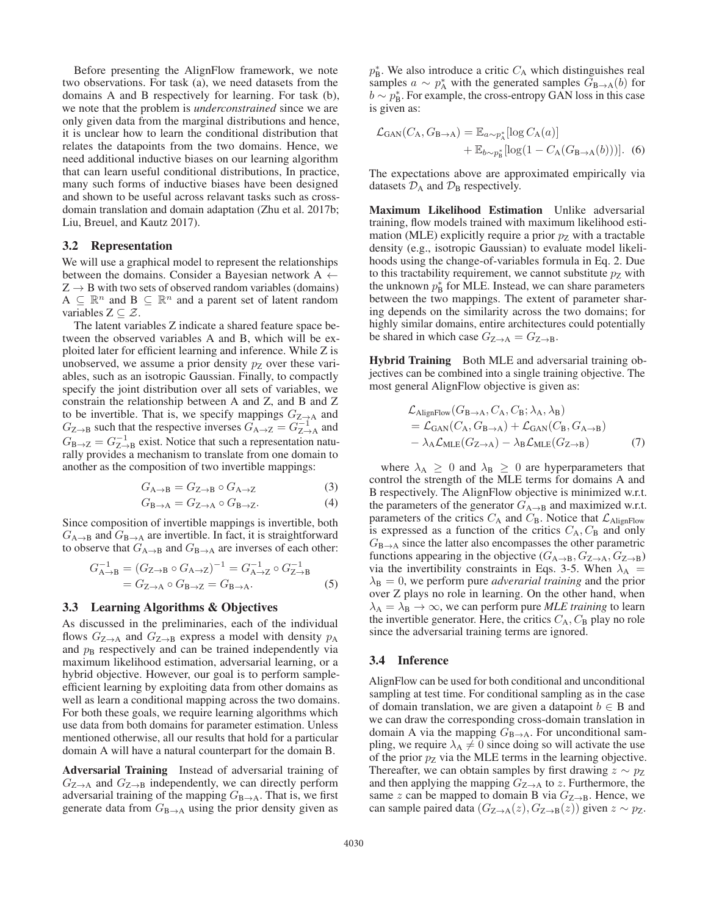Before presenting the AlignFlow framework, we note two observations. For task (a), we need datasets from the domains A and B respectively for learning. For task (b), we note that the problem is *underconstrained* since we are only given data from the marginal distributions and hence, it is unclear how to learn the conditional distribution that relates the datapoints from the two domains. Hence, we need additional inductive biases on our learning algorithm that can learn useful conditional distributions, In practice, many such forms of inductive biases have been designed and shown to be useful across relavant tasks such as cross-domain translation and domain adaptation (Zhu et al. 2017b; Liu, Breuel, and Kautz 2017).

### 3.2 Representation

We will use a graphical model to represent the relationships between the domains. Consider a Bayesian network $\mathrm{A} \leftarrow \mathrm{Z} \rightarrow \mathrm{B}$ with two sets of observed random variables (domains) $\mathrm{A} \subseteq \mathbb{R}^n$ and $\mathrm{B} \subseteq \mathbb{R}^n$ and a parent set of latent random variables $\mathrm{Z} \subseteq \mathcal{Z}$.

The latent variables Z indicate a shared feature space between the observed variables A and B, which will be exploited later for efficient learning and inference. While Z is unobserved, we assume a prior density $p_{\mathrm{Z}}$ over these variables, such as an isotropic Gaussian. Finally, to compactly specify the joint distribution over all sets of variables, we constrain the relationship between A and Z, and B and Z to be invertible. That is, we specify mappings $G_{\mathrm{Z}\rightarrow\mathrm{A}}$ and $G_{\mathrm{Z}\rightarrow\mathrm{B}}$ such that the respective inverses $G_{\mathrm{A}\rightarrow\mathrm{Z}} = G^{-1}_{\mathrm{Z}\rightarrow\mathrm{A}}$ and $G_{\mathrm{B}\rightarrow\mathrm{Z}} = G^{-1}_{\mathrm{Z}\rightarrow\mathrm{B}}$ exist. Notice that such a representation naturally provides a mechanism to translate from one domain to another as the composition of two invertible mappings:

$$G_{\mathrm{A}\rightarrow\mathrm{B}} = G_{\mathrm{Z}\rightarrow\mathrm{B}} \circ G_{\mathrm{A}\rightarrow\mathrm{Z}} \quad (3)$$

$$G_{\mathrm{B}\rightarrow\mathrm{A}} = G_{\mathrm{Z}\rightarrow\mathrm{A}} \circ G_{\mathrm{B}\rightarrow\mathrm{Z}}. \quad (4)$$

Since composition of invertible mappings is invertible, both $G_{\mathrm{A}\rightarrow\mathrm{B}}$ and $G_{\mathrm{B}\rightarrow\mathrm{A}}$ are invertible. In fact, it is straightforward to observe that $G_{\mathrm{A}\rightarrow\mathrm{B}}$ and $G_{\mathrm{B}\rightarrow\mathrm{A}}$ are inverses of each other:

$$\begin{aligned} G^{-1}_{\mathrm{A}\rightarrow\mathrm{B}} &= (G_{\mathrm{Z}\rightarrow\mathrm{B}} \circ G_{\mathrm{A}\rightarrow\mathrm{Z}})^{-1} = G^{-1}_{\mathrm{A}\rightarrow\mathrm{Z}} \circ G^{-1}_{\mathrm{Z}\rightarrow\mathrm{B}} \\ &= G_{\mathrm{Z}\rightarrow\mathrm{A}} \circ G_{\mathrm{B}\rightarrow\mathrm{Z}} = G_{\mathrm{B}\rightarrow\mathrm{A}}. \end{aligned} \quad (5)$$

### 3.3 Learning Algorithms & Objectives

As discussed in the preliminaries, each of the individual flows $G_{\mathrm{Z}\rightarrow\mathrm{A}}$ and $G_{\mathrm{Z}\rightarrow\mathrm{B}}$ express a model with density $p_{\mathrm{A}}$ and $p_{\mathrm{B}}$ respectively and can be trained independently via maximum likelihood estimation, adversarial learning, or a hybrid objective. However, our goal is to perform sample-efficient learning by exploiting data from other domains as well as learn a conditional mapping across the two domains. For both these goals, we require learning algorithms which use data from both domains for parameter estimation. Unless mentioned otherwise, all our results that hold for a particular domain A will have a natural counterpart for the domain B.

**Adversarial Training** Instead of adversarial training of $G_{\mathrm{Z}\rightarrow\mathrm{A}}$ and $G_{\mathrm{Z}\rightarrow\mathrm{B}}$ independently, we can directly perform adversarial training of the mapping $G_{\mathrm{B}\rightarrow\mathrm{A}}$. That is, we first generate data from $G_{\mathrm{B}\rightarrow\mathrm{A}}$ using the prior density given as $p^*_{\mathrm{B}}$. We also introduce a critic $C_{\mathrm{A}}$ which distinguishes real samples $a \sim p^*_{\mathrm{A}}$ with the generated samples $G_{\mathrm{B}\rightarrow\mathrm{A}}(b)$ for $b \sim p^*_{\mathrm{B}}$. For example, the cross-entropy GAN loss in this case is given as:

$$\begin{aligned} \mathcal{L}_{\mathrm{GAN}}(C_{\mathrm{A}}, G_{\mathrm{B}\rightarrow\mathrm{A}}) &= \mathbb{E}_{a\sim p^*_{\mathrm{A}}}[\log C_{\mathrm{A}}(a)] \\ &+ \mathbb{E}_{b\sim p^*_{\mathrm{B}}}[\log(1 - C_{\mathrm{A}}(G_{\mathrm{B}\rightarrow\mathrm{A}}(b)))]. \end{aligned} \quad (6)$$

The expectations above are approximated empirically via datasets $\mathcal{D}_{\mathrm{A}}$ and $\mathcal{D}_{\mathrm{B}}$ respectively.

**Maximum Likelihood Estimation** Unlike adversarial training, flow models trained with maximum likelihood estimation (MLE) explicitly require a prior $p_{\mathrm{Z}}$ with a tractable density (e.g., isotropic Gaussian) to evaluate model likelihoods using the change-of-variables formula in Eq. 2. Due to this tractability requirement, we cannot substitute $p_{\mathrm{Z}}$ with the unknown $p^*_{\mathrm{B}}$ for MLE. Instead, we can share parameters between the two mappings. The extent of parameter sharing depends on the similarity across the two domains; for highly similar domains, entire architectures could potentially be shared in which case $G_{\mathrm{Z}\rightarrow\mathrm{A}} = G_{\mathrm{Z}\rightarrow\mathrm{B}}$.

**Hybrid Training** Both MLE and adversarial training objectives can be combined into a single training objective. The most general AlignFlow objective is given as:

$$\begin{aligned} &\mathcal{L}_{\mathrm{AlignFlow}}(G_{\mathrm{B}\rightarrow\mathrm{A}}, C_{\mathrm{A}}, C_{\mathrm{B}}; \lambda_{\mathrm{A}}, \lambda_{\mathrm{B}}) \\ &= \mathcal{L}_{\mathrm{GAN}}(C_{\mathrm{A}}, G_{\mathrm{B}\rightarrow\mathrm{A}}) + \mathcal{L}_{\mathrm{GAN}}(C_{\mathrm{B}}, G_{\mathrm{A}\rightarrow\mathrm{B}}) \\ &- \lambda_{\mathrm{A}}\mathcal{L}_{\mathrm{MLE}}(G_{\mathrm{Z}\rightarrow\mathrm{A}}) - \lambda_{\mathrm{B}}\mathcal{L}_{\mathrm{MLE}}(G_{\mathrm{Z}\rightarrow\mathrm{B}}) \end{aligned} \quad (7)$$

where $\lambda_{\mathrm{A}} \geq 0$ and $\lambda_{\mathrm{B}} \geq 0$ are hyperparameters that control the strength of the MLE terms for domains A and B respectively. The AlignFlow objective is minimized w.r.t. the parameters of the generator $G_{\mathrm{A}\rightarrow\mathrm{B}}$ and maximized w.r.t. parameters of the critics $C_{\mathrm{A}}$ and $C_{\mathrm{B}}$. Notice that $\mathcal{L}_{\mathrm{AlignFlow}}$ is expressed as a function of the critics $C_{\mathrm{A}}, C_{\mathrm{B}}$ and only $G_{\mathrm{B}\rightarrow\mathrm{A}}$ since the latter also encompasses the other parametric functions appearing in the objective ($G_{\mathrm{A}\rightarrow\mathrm{B}}, G_{\mathrm{Z}\rightarrow\mathrm{A}}, G_{\mathrm{Z}\rightarrow\mathrm{B}}$) via the invertibility constraints in Eqs. 3-5. When $\lambda_{\mathrm{A}} = \lambda_{\mathrm{B}} = 0$, we perform pure *adverarial training* and the prior over Z plays no role in learning. On the other hand, when $\lambda_{\mathrm{A}} = \lambda_{\mathrm{B}} \rightarrow \infty$, we can perform pure *MLE training* to learn the invertible generator. Here, the critics $C_{\mathrm{A}}, C_{\mathrm{B}}$ play no role since the adversarial training terms are ignored.

### 3.4 Inference

AlignFlow can be used for both conditional and unconditional sampling at test time. For conditional sampling as in the case of domain translation, we are given a datapoint $b \in \mathrm{B}$ and we can draw the corresponding cross-domain translation in domain A via the mapping $G_{\mathrm{B}\rightarrow\mathrm{A}}$. For unconditional sampling, we require $\lambda_{\mathrm{A}} \neq 0$ since doing so will activate the use of the prior $p_{\mathrm{Z}}$ via the MLE terms in the learning objective. Thereafter, we can obtain samples by first drawing $z \sim p_{\mathrm{Z}}$ and then applying the mapping $G_{\mathrm{Z}\rightarrow\mathrm{A}}$ to $z$. Furthermore, the same $z$ can be mapped to domain B via $G_{\mathrm{Z}\rightarrow\mathrm{B}}$. Hence, we can sample paired data $(G_{\mathrm{Z}\rightarrow\mathrm{A}}(z), G_{\mathrm{Z}\rightarrow\mathrm{B}}(z))$ given $z \sim p_{\mathrm{Z}}$.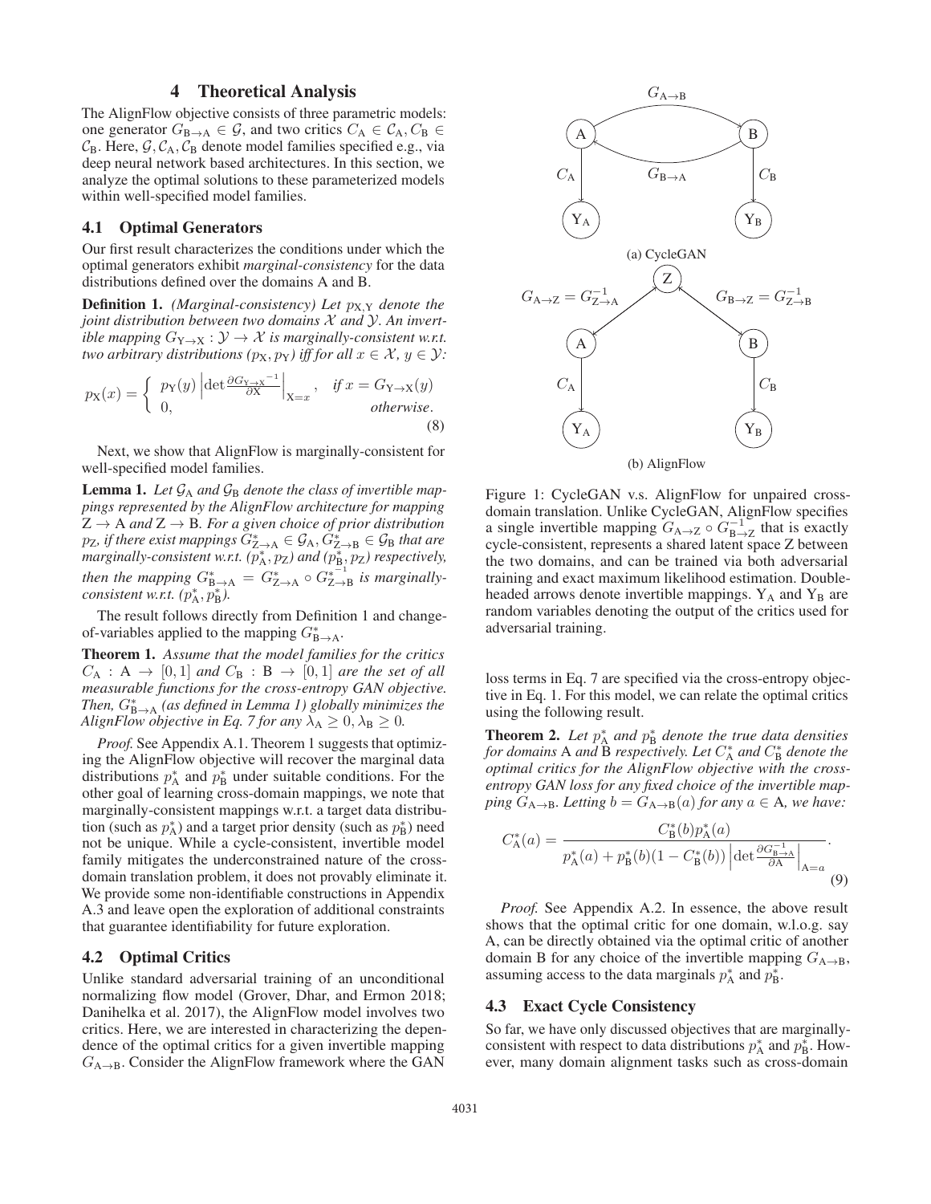## 4 Theoretical Analysis

The AlignFlow objective consists of three parametric models: one generator $G_{B\to A} \in \mathcal{G}$, and two critics $C_A \in \mathcal{C}_A, C_B \in \mathcal{C}_B$. Here, $\mathcal{G}, \mathcal{C}_A, \mathcal{C}_B$ denote model families specified e.g., via deep neural network based architectures. In this section, we analyze the optimal solutions to these parameterized models within well-specified model families.

### 4.1 Optimal Generators

Our first result characterizes the conditions under which the optimal generators exhibit *marginal-consistency* for the data distributions defined over the domains A and B.

**Definition 1.** *(Marginal-consistency) Let $p_{X,Y}$ denote the joint distribution between two domains $\mathcal{X}$ and $\mathcal{Y}$. An invertible mapping $G_{Y\to X} : \mathcal{Y} \to \mathcal{X}$ is marginally-consistent w.r.t. two arbitrary distributions $(p_X, p_Y)$ iff for all $x \in \mathcal{X}$, $y \in \mathcal{Y}$:*

$$p_X(x) = \begin{cases} p_Y(y) \left| \det \frac{\partial G_{Y\to X}^{-1}}{\partial X} \right|_{X=x}, & \text{if } x = G_{Y\to X}(y) \\ 0, & \text{otherwise}. \end{cases} \tag{8}$$

Next, we show that AlignFlow is marginally-consistent for well-specified model families.

**Lemma 1.** *Let $\mathcal{G}_A$ and $\mathcal{G}_B$ denote the class of invertible mappings represented by the AlignFlow architecture for mapping $Z \to A$ and $Z \to B$. For a given choice of prior distribution $p_Z$, if there exist mappings $G^*_{Z\to A} \in \mathcal{G}_A, G^*_{Z\to B} \in \mathcal{G}_B$ that are marginally-consistent w.r.t. $(p^*_A, p_Z)$ and $(p^*_B, p_Z)$ respectively, then the mapping $G^*_{B\to A} = G^*_{Z\to A} \circ G^{*-1}_{Z\to B}$ is marginally-consistent w.r.t. $(p^*_A, p^*_B)$.*

The result follows directly from Definition 1 and change-of-variables applied to the mapping $G^*_{B\to A}$.

**Theorem 1.** *Assume that the model families for the critics $C_A : A \to [0, 1]$ and $C_B : B \to [0, 1]$ are the set of all measurable functions for the cross-entropy GAN objective. Then, $G^*_{B\to A}$ (as defined in Lemma 1) globally minimizes the AlignFlow objective in Eq. 7 for any $\lambda_A \geq 0, \lambda_B \geq 0$.*

*Proof.* See Appendix A.1. Theorem 1 suggests that optimizing the AlignFlow objective will recover the marginal data distributions $p^*_A$ and $p^*_B$ under suitable conditions. For the other goal of learning cross-domain mappings, we note that marginally-consistent mappings w.r.t. a target data distribution (such as $p^*_A$) and a target prior density (such as $p^*_B$) need not be unique. While a cycle-consistent, invertible model family mitigates the underconstrained nature of the cross-domain translation problem, it does not provably eliminate it. We provide some non-identifiable constructions in Appendix A.3 and leave open the exploration of additional constraints that guarantee identifiability for future exploration.

### 4.2 Optimal Critics

Unlike standard adversarial training of an unconditional normalizing flow model (Grover, Dhar, and Ermon 2018; Danihelka et al. 2017), the AlignFlow model involves two critics. Here, we are interested in characterizing the dependence of the optimal critics for a given invertible mapping $G_{A\to B}$. Consider the AlignFlow framework where the GAN loss terms in Eq. 7 are specified via the cross-entropy objective in Eq. 1. For this model, we can relate the optimal critics using the following result.

Figure 1: CycleGAN v.s. AlignFlow for unpaired cross-domain translation. Unlike CycleGAN, AlignFlow specifies a single invertible mapping $G_{A\to Z} \circ G^{-1}_{B\to Z}$ that is exactly cycle-consistent, represents a shared latent space Z between the two domains, and can be trained via both adversarial training and exact maximum likelihood estimation. Double-headed arrows denote invertible mappings. $Y_A$ and $Y_B$ are random variables denoting the output of the critics used for adversarial training.

**Theorem 2.** *Let $p^*_A$ and $p^*_B$ denote the true data densities for domains A and B respectively. Let $C^*_A$ and $C^*_B$ denote the optimal critics for the AlignFlow objective with the cross-entropy GAN loss for any fixed choice of the invertible mapping $G_{A\to B}$. Letting $b = G_{A\to B}(a)$ for any $a \in A$, we have:*

$$C^*_A(a) = \frac{C^*_B(b)p^*_A(a)}{p^*_A(a) + p^*_B(b)(1 - C^*_B(b)) \left| \det \frac{\partial G^{-1}_{B\to A}}{\partial A} \right|_{A=a}}. \tag{9}$$

*Proof.* See Appendix A.2. In essence, the above result shows that the optimal critic for one domain, w.l.o.g. say A, can be directly obtained via the optimal critic of another domain B for any choice of the invertible mapping $G_{A\to B}$, assuming access to the data marginals $p^*_A$ and $p^*_B$.

### 4.3 Exact Cycle Consistency

So far, we have only discussed objectives that are marginally-consistent with respect to data distributions $p^*_A$ and $p^*_B$. However, many domain alignment tasks such as cross-domain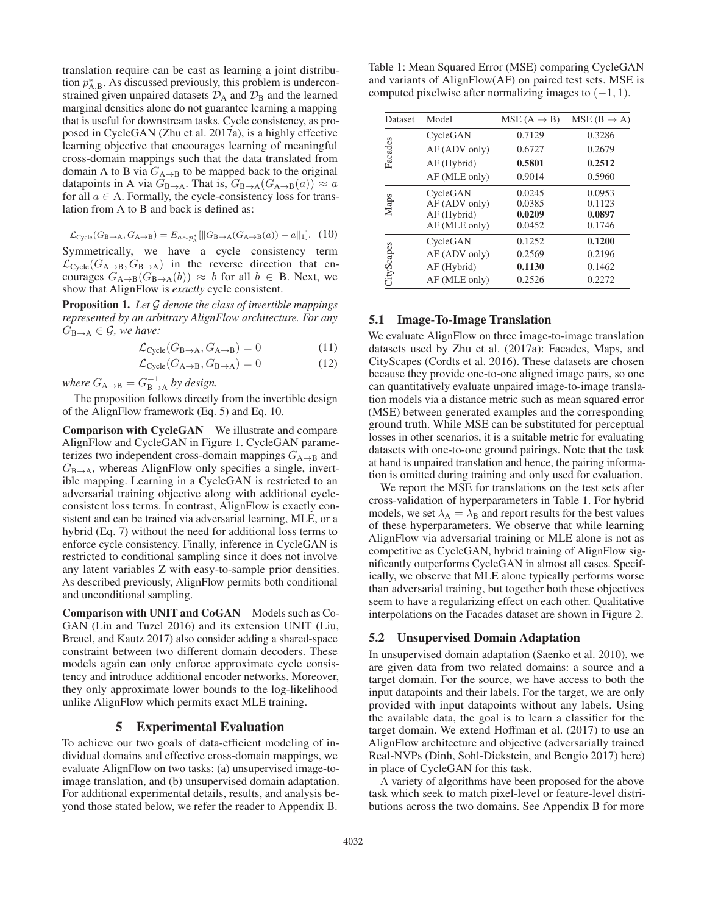translation require can be cast as learning a joint distribution $p^*_{A,B}$. As discussed previously, this problem is underconstrained given unpaired datasets $\mathcal{D}_A$ and $\mathcal{D}_B$ and the learned marginal densities alone do not guarantee learning a mapping that is useful for downstream tasks. Cycle consistency, as proposed in CycleGAN (Zhu et al. 2017a), is a highly effective learning objective that encourages learning of meaningful cross-domain mappings such that the data translated from domain A to B via $G_{A\to B}$ to be mapped back to the original datapoints in A via $G_{B\to A}$. That is, $G_{B\to A}(G_{A\to B}(a)) \approx a$ for all $a \in A$. Formally, the cycle-consistency loss for translation from A to B and back is defined as:

$$\mathcal{L}_{\text{Cycle}}(G_{B\to A}, G_{A\to B}) = E_{a\sim p^*_A}[\|G_{B\to A}(G_{A\to B}(a)) - a\|_1]. \quad (10)$$

Symmetrically, we have a cycle consistency term $\mathcal{L}_{\text{Cycle}}(G_{A\to B}, G_{B\to A})$ in the reverse direction that encourages $G_{A\to B}(G_{B\to A}(b)) \approx b$ for all $b \in B$. Next, we show that AlignFlow is *exactly* cycle consistent.

**Proposition 1.** *Let $\mathcal{G}$ denote the class of invertible mappings represented by an arbitrary AlignFlow architecture. For any $G_{B\to A} \in \mathcal{G}$, we have:*

$$\mathcal{L}_{\text{Cycle}}(G_{B\to A}, G_{A\to B}) = 0 \quad (11)$$

$$\mathcal{L}_{\text{Cycle}}(G_{A\to B}, G_{B\to A}) = 0 \quad (12)$$

*where $G_{A\to B} = G^{-1}_{B\to A}$ by design.*

The proposition follows directly from the invertible design of the AlignFlow framework (Eq. 5) and Eq. 10.

**Comparison with CycleGAN** We illustrate and compare AlignFlow and CycleGAN in Figure 1. CycleGAN parameterizes two independent cross-domain mappings $G_{A\to B}$ and $G_{B\to A}$, whereas AlignFlow only specifies a single, invertible mapping. Learning in a CycleGAN is restricted to an adversarial training objective along with additional cycle-consistent loss terms. In contrast, AlignFlow is exactly consistent and can be trained via adversarial learning, MLE, or a hybrid (Eq. 7) without the need for additional loss terms to enforce cycle consistency. Finally, inference in CycleGAN is restricted to conditional sampling since it does not involve any latent variables Z with easy-to-sample prior densities. As described previously, AlignFlow permits both conditional and unconditional sampling.

**Comparison with UNIT and CoGAN** Models such as CoGAN (Liu and Tuzel 2016) and its extension UNIT (Liu, Breuel, and Kautz 2017) also consider adding a shared-space constraint between two different domain decoders. These models again can only enforce approximate cycle consistency and introduce additional encoder networks. Moreover, they only approximate lower bounds to the log-likelihood unlike AlignFlow which permits exact MLE training.

## 5 Experimental Evaluation

To achieve our two goals of data-efficient modeling of individual domains and effective cross-domain mappings, we evaluate AlignFlow on two tasks: (a) unsupervised image-to-image translation, and (b) unsupervised domain adaptation. For additional experimental details, results, and analysis beyond those stated below, we refer the reader to Appendix B.

Table 1: Mean Squared Error (MSE) comparing CycleGAN and variants of AlignFlow(AF) on paired test sets. MSE is computed pixelwise after normalizing images to $(-1, 1)$.

| Dataset | Model | MSE ($A \to B$) | MSE ($B \to A$) |
|---|---|---|---|
| Facades | CycleGAN | 0.7129 | 0.3286 |
| | AF (ADV only) | 0.6727 | 0.2679 |
| | AF (Hybrid) | **0.5801** | **0.2512** |
| | AF (MLE only) | 0.9014 | 0.5960 |
| Maps | CycleGAN | 0.0245 | 0.0953 |
| | AF (ADV only) | 0.0385 | 0.1123 |
| | AF (Hybrid) | **0.0209** | **0.0897** |
| | AF (MLE only) | 0.0452 | 0.1746 |
| CityScapes | CycleGAN | 0.1252 | **0.1200** |
| | AF (ADV only) | 0.2569 | 0.2196 |
| | AF (Hybrid) | **0.1130** | 0.1462 |
| | AF (MLE only) | 0.2526 | 0.2272 |

### 5.1 Image-To-Image Translation

We evaluate AlignFlow on three image-to-image translation datasets used by Zhu et al. (2017a): Facades, Maps, and CityScapes (Cordts et al. 2016). These datasets are chosen because they provide one-to-one aligned image pairs, so one can quantitatively evaluate unpaired image-to-image translation models via a distance metric such as mean squared error (MSE) between generated examples and the corresponding ground truth. While MSE can be substituted for perceptual losses in other scenarios, it is a suitable metric for evaluating datasets with one-to-one ground pairings. Note that the task at hand is unpaired translation and hence, the pairing information is omitted during training and only used for evaluation.

We report the MSE for translations on the test sets after cross-validation of hyperparameters in Table 1. For hybrid models, we set $\lambda_A = \lambda_B$ and report results for the best values of these hyperparameters. We observe that while learning AlignFlow via adversarial training or MLE alone is not as competitive as CycleGAN, hybrid training of AlignFlow significantly outperforms CycleGAN in almost all cases. Specifically, we observe that MLE alone typically performs worse than adversarial training, but together both these objectives seem to have a regularizing effect on each other. Qualitative interpolations on the Facades dataset are shown in Figure 2.

### 5.2 Unsupervised Domain Adaptation

In unsupervised domain adaptation (Saenko et al. 2010), we are given data from two related domains: a source and a target domain. For the source, we have access to both the input datapoints and their labels. For the target, we are only provided with input datapoints without any labels. Using the available data, the goal is to learn a classifier for the target domain. We extend Hoffman et al. (2017) to use an AlignFlow architecture and objective (adversarially trained Real-NVPs (Dinh, Sohl-Dickstein, and Bengio 2017) here) in place of CycleGAN for this task.

A variety of algorithms have been proposed for the above task which seek to match pixel-level or feature-level distributions across the two domains. See Appendix B for more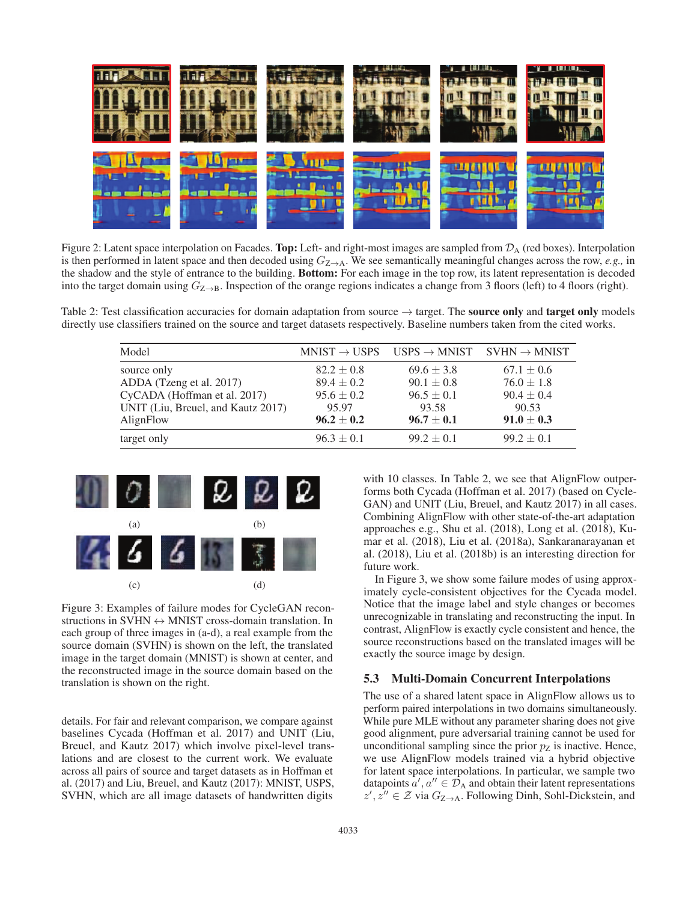Figure 2: Latent space interpolation on Facades. **Top:** Left- and right-most images are sampled from $\mathcal{D}_A$ (red boxes). Interpolation is then performed in latent space and then decoded using $G_{Z\to A}$. We see semantically meaningful changes across the row, *e.g.,* in the shadow and the style of entrance to the building. **Bottom:** For each image in the top row, its latent representation is decoded into the target domain using $G_{Z\to B}$. Inspection of the orange regions indicates a change from 3 floors (left) to 4 floors (right).

Table 2: Test classification accuracies for domain adaptation from source → target. The **source only** and **target only** models directly use classifiers trained on the source and target datasets respectively. Baseline numbers taken from the cited works.

| Model | MNIST → USPS | USPS → MNIST | SVHN → MNIST |
|---|---|---|---|
| source only | $82.2 \pm 0.8$ | $69.6 \pm 3.8$ | $67.1 \pm 0.6$ |
| ADDA (Tzeng et al. 2017) | $89.4 \pm 0.2$ | $90.1 \pm 0.8$ | $76.0 \pm 1.8$ |
| CyCADA (Hoffman et al. 2017) | $95.6 \pm 0.2$ | $96.5 \pm 0.1$ | $90.4 \pm 0.4$ |
| UNIT (Liu, Breuel, and Kautz 2017) | 95.97 | 93.58 | 90.53 |
| AlignFlow | $\mathbf{96.2 \pm 0.2}$ | $\mathbf{96.7 \pm 0.1}$ | $\mathbf{91.0 \pm 0.3}$ |
| target only | $96.3 \pm 0.1$ | $99.2 \pm 0.1$ | $99.2 \pm 0.1$ |

Figure 3: Examples of failure modes for CycleGAN reconstructions in SVHN ↔ MNIST cross-domain translation. In each group of three images in (a-d), a real example from the source domain (SVHN) is shown on the left, the translated image in the target domain (MNIST) is shown at center, and the reconstructed image in the source domain based on the translation is shown on the right.

details. For fair and relevant comparison, we compare against baselines Cycada (Hoffman et al. 2017) and UNIT (Liu, Breuel, and Kautz 2017) which involve pixel-level translations and are closest to the current work. We evaluate across all pairs of source and target datasets as in Hoffman et al. (2017) and Liu, Breuel, and Kautz (2017): MNIST, USPS, SVHN, which are all image datasets of handwritten digits with 10 classes. In Table 2, we see that AlignFlow outperforms both Cycada (Hoffman et al. 2017) (based on CycleGAN) and UNIT (Liu, Breuel, and Kautz 2017) in all cases. Combining AlignFlow with other state-of-the-art adaptation approaches e.g., Shu et al. (2018), Long et al. (2018), Kumar et al. (2018), Liu et al. (2018a), Sankaranarayanan et al. (2018), Liu et al. (2018b) is an interesting direction for future work.

In Figure 3, we show some failure modes of using approximately cycle-consistent objectives for the Cycada model. Notice that the image label and style changes or becomes unrecognizable in translating and reconstructing the input. In contrast, AlignFlow is exactly cycle consistent and hence, the source reconstructions based on the translated images will be exactly the source image by design.

### 5.3 Multi-Domain Concurrent Interpolations

The use of a shared latent space in AlignFlow allows us to perform paired interpolations in two domains simultaneously. While pure MLE without any parameter sharing does not give good alignment, pure adversarial training cannot be used for unconditional sampling since the prior $p_Z$ is inactive. Hence, we use AlignFlow models trained via a hybrid objective for latent space interpolations. In particular, we sample two datapoints $a', a'' \in \mathcal{D}_A$ and obtain their latent representations $z', z'' \in \mathcal{Z}$ via $G_{Z\to A}$. Following Dinh, Sohl-Dickstein, and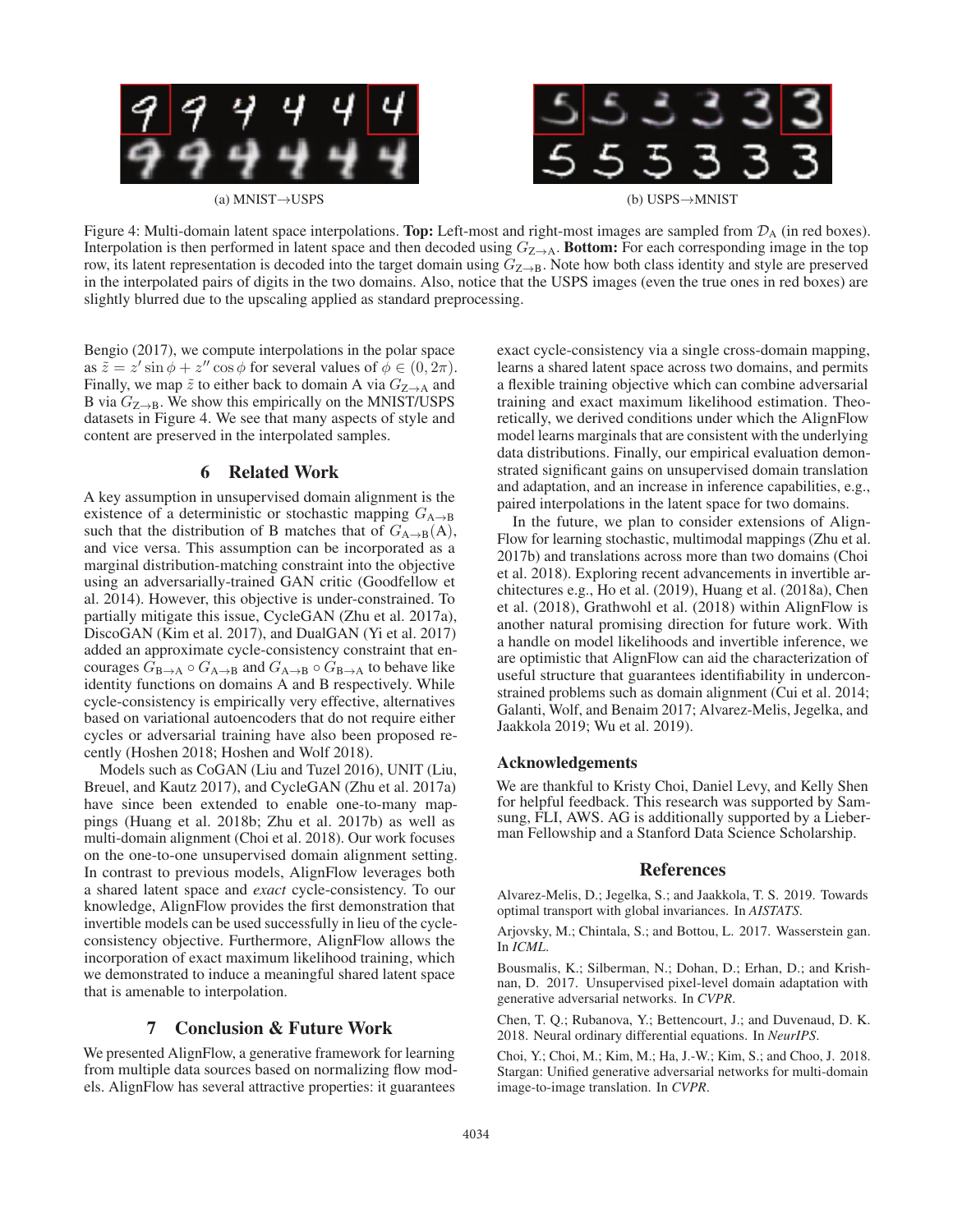(a) MNIST→USPS

(b) USPS→MNIST

Figure 4: Multi-domain latent space interpolations. **Top:** Left-most and right-most images are sampled from $\mathcal{D}_{\text{A}}$ (in red boxes). Interpolation is then performed in latent space and then decoded using $G_{\text{Z}\to\text{A}}$. **Bottom:** For each corresponding image in the top row, its latent representation is decoded into the target domain using $G_{\text{Z}\to\text{B}}$. Note how both class identity and style are preserved in the interpolated pairs of digits in the two domains. Also, notice that the USPS images (even the true ones in red boxes) are slightly blurred due to the upscaling applied as standard preprocessing.

Bengio (2017), we compute interpolations in the polar space as $\tilde{z} = z' \sin \phi + z'' \cos \phi$ for several values of $\phi \in (0, 2\pi)$. Finally, we map $\tilde{z}$ to either back to domain A via $G_{\text{Z}\to\text{A}}$ and B via $G_{\text{Z}\to\text{B}}$. We show this empirically on the MNIST/USPS datasets in Figure 4. We see that many aspects of style and content are preserved in the interpolated samples.

## 6 Related Work

A key assumption in unsupervised domain alignment is the existence of a deterministic or stochastic mapping $G_{\text{A}\to\text{B}}$ such that the distribution of B matches that of $G_{\text{A}\to\text{B}}(\text{A})$, and vice versa. This assumption can be incorporated as a marginal distribution-matching constraint into the objective using an adversarially-trained GAN critic (Goodfellow et al. 2014). However, this objective is under-constrained. To partially mitigate this issue, CycleGAN (Zhu et al. 2017a), DiscoGAN (Kim et al. 2017), and DualGAN (Yi et al. 2017) added an approximate cycle-consistency constraint that encourages $G_{\text{B}\to\text{A}} \circ G_{\text{A}\to\text{B}}$ and $G_{\text{A}\to\text{B}} \circ G_{\text{B}\to\text{A}}$ to behave like identity functions on domains A and B respectively. While cycle-consistency is empirically very effective, alternatives based on variational autoencoders that do not require either cycles or adversarial training have also been proposed recently (Hoshen 2018; Hoshen and Wolf 2018).

Models such as CoGAN (Liu and Tuzel 2016), UNIT (Liu, Breuel, and Kautz 2017), and CycleGAN (Zhu et al. 2017a) have since been extended to enable one-to-many mappings (Huang et al. 2018b; Zhu et al. 2017b) as well as multi-domain alignment (Choi et al. 2018). Our work focuses on the one-to-one unsupervised domain alignment setting. In contrast to previous models, AlignFlow leverages both a shared latent space and *exact* cycle-consistency. To our knowledge, AlignFlow provides the first demonstration that invertible models can be used successfully in lieu of the cycle-consistency objective. Furthermore, AlignFlow allows the incorporation of exact maximum likelihood training, which we demonstrated to induce a meaningful shared latent space that is amenable to interpolation.

## 7 Conclusion & Future Work

We presented AlignFlow, a generative framework for learning from multiple data sources based on normalizing flow models. AlignFlow has several attractive properties: it guarantees exact cycle-consistency via a single cross-domain mapping, learns a shared latent space across two domains, and permits a flexible training objective which can combine adversarial training and exact maximum likelihood estimation. Theoretically, we derived conditions under which the AlignFlow model learns marginals that are consistent with the underlying data distributions. Finally, our empirical evaluation demonstrated significant gains on unsupervised domain translation and adaptation, and an increase in inference capabilities, e.g., paired interpolations in the latent space for two domains.

In the future, we plan to consider extensions of AlignFlow for learning stochastic, multimodal mappings (Zhu et al. 2017b) and translations across more than two domains (Choi et al. 2018). Exploring recent advancements in invertible architectures e.g., Ho et al. (2019), Huang et al. (2018a), Chen et al. (2018), Grathwohl et al. (2018) within AlignFlow is another natural promising direction for future work. With a handle on model likelihoods and invertible inference, we are optimistic that AlignFlow can aid the characterization of useful structure that guarantees identifiability in underconstrained problems such as domain alignment (Cui et al. 2014; Galanti, Wolf, and Benaim 2017; Alvarez-Melis, Jegelka, and Jaakkola 2019; Wu et al. 2019).

### Acknowledgements

We are thankful to Kristy Choi, Daniel Levy, and Kelly Shen for helpful feedback. This research was supported by Samsung, FLI, AWS. AG is additionally supported by a Lieberman Fellowship and a Stanford Data Science Scholarship.

## References

Alvarez-Melis, D.; Jegelka, S.; and Jaakkola, T. S. 2019. Towards optimal transport with global invariances. In *AISTATS*.

Arjovsky, M.; Chintala, S.; and Bottou, L. 2017. Wasserstein gan. In *ICML*.

Bousmalis, K.; Silberman, N.; Dohan, D.; Erhan, D.; and Krishnan, D. 2017. Unsupervised pixel-level domain adaptation with generative adversarial networks. In *CVPR*.

Chen, T. Q.; Rubanova, Y.; Bettencourt, J.; and Duvenaud, D. K. 2018. Neural ordinary differential equations. In *NeurIPS*.

Choi, Y.; Choi, M.; Kim, M.; Ha, J.-W.; Kim, S.; and Choo, J. 2018. Stargan: Unified generative adversarial networks for multi-domain image-to-image translation. In *CVPR*.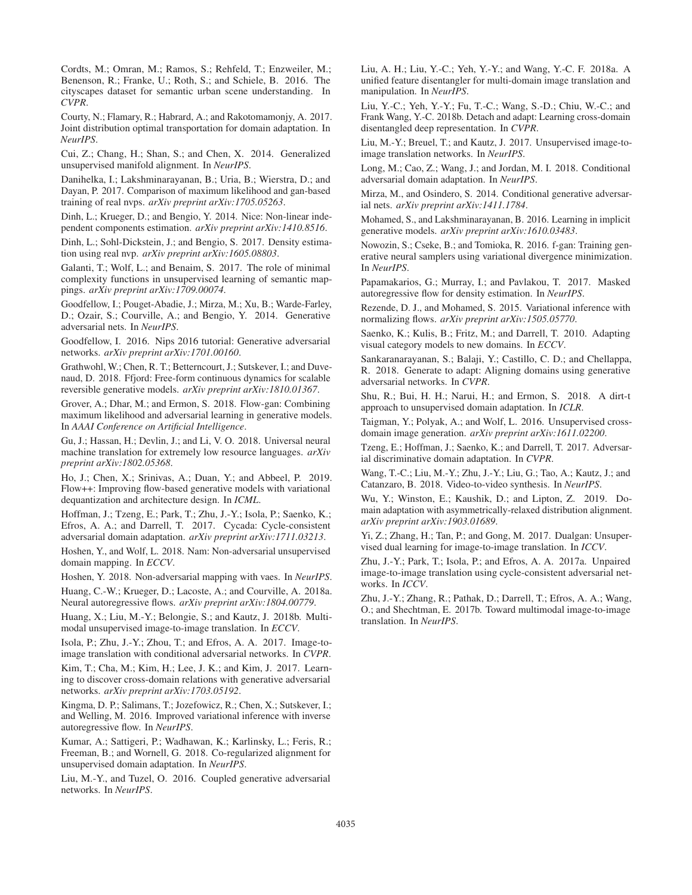Cordts, M.; Omran, M.; Ramos, S.; Rehfeld, T.; Enzweiler, M.; Benenson, R.; Franke, U.; Roth, S.; and Schiele, B. 2016. The cityscapes dataset for semantic urban scene understanding. In *CVPR*.

Courty, N.; Flamary, R.; Habrard, A.; and Rakotomamonjy, A. 2017. Joint distribution optimal transportation for domain adaptation. In *NeurIPS*.

Cui, Z.; Chang, H.; Shan, S.; and Chen, X. 2014. Generalized unsupervised manifold alignment. In *NeurIPS*.

Danihelka, I.; Lakshminarayanan, B.; Uria, B.; Wierstra, D.; and Dayan, P. 2017. Comparison of maximum likelihood and gan-based training of real nvps. *arXiv preprint arXiv:1705.05263*.

Dinh, L.; Krueger, D.; and Bengio, Y. 2014. Nice: Non-linear independent components estimation. *arXiv preprint arXiv:1410.8516*.

Dinh, L.; Sohl-Dickstein, J.; and Bengio, S. 2017. Density estimation using real nvp. *arXiv preprint arXiv:1605.08803*.

Galanti, T.; Wolf, L.; and Benaim, S. 2017. The role of minimal complexity functions in unsupervised learning of semantic mappings. *arXiv preprint arXiv:1709.00074*.

Goodfellow, I.; Pouget-Abadie, J.; Mirza, M.; Xu, B.; Warde-Farley, D.; Ozair, S.; Courville, A.; and Bengio, Y. 2014. Generative adversarial nets. In *NeurIPS*.

Goodfellow, I. 2016. Nips 2016 tutorial: Generative adversarial networks. *arXiv preprint arXiv:1701.00160*.

Grathwohl, W.; Chen, R. T.; Betterncourt, J.; Sutskever, I.; and Duvenaud, D. 2018. Ffjord: Free-form continuous dynamics for scalable reversible generative models. *arXiv preprint arXiv:1810.01367*.

Grover, A.; Dhar, M.; and Ermon, S. 2018. Flow-gan: Combining maximum likelihood and adversarial learning in generative models. In *AAAI Conference on Artificial Intelligence*.

Gu, J.; Hassan, H.; Devlin, J.; and Li, V. O. 2018. Universal neural machine translation for extremely low resource languages. *arXiv preprint arXiv:1802.05368*.

Ho, J.; Chen, X.; Srinivas, A.; Duan, Y.; and Abbeel, P. 2019. Flow++: Improving flow-based generative models with variational dequantization and architecture design. In *ICML*.

Hoffman, J.; Tzeng, E.; Park, T.; Zhu, J.-Y.; Isola, P.; Saenko, K.; Efros, A. A.; and Darrell, T. 2017. Cycada: Cycle-consistent adversarial domain adaptation. *arXiv preprint arXiv:1711.03213*.

Hoshen, Y., and Wolf, L. 2018. Nam: Non-adversarial unsupervised domain mapping. In *ECCV*.

Hoshen, Y. 2018. Non-adversarial mapping with vaes. In *NeurIPS*.

Huang, C.-W.; Krueger, D.; Lacoste, A.; and Courville, A. 2018a. Neural autoregressive flows. *arXiv preprint arXiv:1804.00779*.

Huang, X.; Liu, M.-Y.; Belongie, S.; and Kautz, J. 2018b. Multimodal unsupervised image-to-image translation. In *ECCV*.

Isola, P.; Zhu, J.-Y.; Zhou, T.; and Efros, A. A. 2017. Image-to-image translation with conditional adversarial networks. In *CVPR*.

Kim, T.; Cha, M.; Kim, H.; Lee, J. K.; and Kim, J. 2017. Learning to discover cross-domain relations with generative adversarial networks. *arXiv preprint arXiv:1703.05192*.

Kingma, D. P.; Salimans, T.; Jozefowicz, R.; Chen, X.; Sutskever, I.; and Welling, M. 2016. Improved variational inference with inverse autoregressive flow. In *NeurIPS*.

Kumar, A.; Sattigeri, P.; Wadhawan, K.; Karlinsky, L.; Feris, R.; Freeman, B.; and Wornell, G. 2018. Co-regularized alignment for unsupervised domain adaptation. In *NeurIPS*.

Liu, M.-Y., and Tuzel, O. 2016. Coupled generative adversarial networks. In *NeurIPS*.

Liu, A. H.; Liu, Y.-C.; Yeh, Y.-Y.; and Wang, Y.-C. F. 2018a. A unified feature disentangler for multi-domain image translation and manipulation. In *NeurIPS*.

Liu, Y.-C.; Yeh, Y.-Y.; Fu, T.-C.; Wang, S.-D.; Chiu, W.-C.; and Frank Wang, Y.-C. 2018b. Detach and adapt: Learning cross-domain disentangled deep representation. In *CVPR*.

Liu, M.-Y.; Breuel, T.; and Kautz, J. 2017. Unsupervised image-to-image translation networks. In *NeurIPS*.

Long, M.; Cao, Z.; Wang, J.; and Jordan, M. I. 2018. Conditional adversarial domain adaptation. In *NeurIPS*.

Mirza, M., and Osindero, S. 2014. Conditional generative adversarial nets. *arXiv preprint arXiv:1411.1784*.

Mohamed, S., and Lakshminarayanan, B. 2016. Learning in implicit generative models. *arXiv preprint arXiv:1610.03483*.

Nowozin, S.; Cseke, B.; and Tomioka, R. 2016. f-gan: Training generative neural samplers using variational divergence minimization. In *NeurIPS*.

Papamakarios, G.; Murray, I.; and Pavlakou, T. 2017. Masked autoregressive flow for density estimation. In *NeurIPS*.

Rezende, D. J., and Mohamed, S. 2015. Variational inference with normalizing flows. *arXiv preprint arXiv:1505.05770*.

Saenko, K.; Kulis, B.; Fritz, M.; and Darrell, T. 2010. Adapting visual category models to new domains. In *ECCV*.

Sankaranarayanan, S.; Balaji, Y.; Castillo, C. D.; and Chellappa, R. 2018. Generate to adapt: Aligning domains using generative adversarial networks. In *CVPR*.

Shu, R.; Bui, H. H.; Narui, H.; and Ermon, S. 2018. A dirt-t approach to unsupervised domain adaptation. In *ICLR*.

Taigman, Y.; Polyak, A.; and Wolf, L. 2016. Unsupervised cross-domain image generation. *arXiv preprint arXiv:1611.02200*.

Tzeng, E.; Hoffman, J.; Saenko, K.; and Darrell, T. 2017. Adversarial discriminative domain adaptation. In *CVPR*.

Wang, T.-C.; Liu, M.-Y.; Zhu, J.-Y.; Liu, G.; Tao, A.; Kautz, J.; and Catanzaro, B. 2018. Video-to-video synthesis. In *NeurIPS*.

Wu, Y.; Winston, E.; Kaushik, D.; and Lipton, Z. 2019. Domain adaptation with asymmetrically-relaxed distribution alignment. *arXiv preprint arXiv:1903.01689*.

Yi, Z.; Zhang, H.; Tan, P.; and Gong, M. 2017. Dualgan: Unsupervised dual learning for image-to-image translation. In *ICCV*.

Zhu, J.-Y.; Park, T.; Isola, P.; and Efros, A. A. 2017a. Unpaired image-to-image translation using cycle-consistent adversarial networks. In *ICCV*.

Zhu, J.-Y.; Zhang, R.; Pathak, D.; Darrell, T.; Efros, A. A.; Wang, O.; and Shechtman, E. 2017b. Toward multimodal image-to-image translation. In *NeurIPS*.